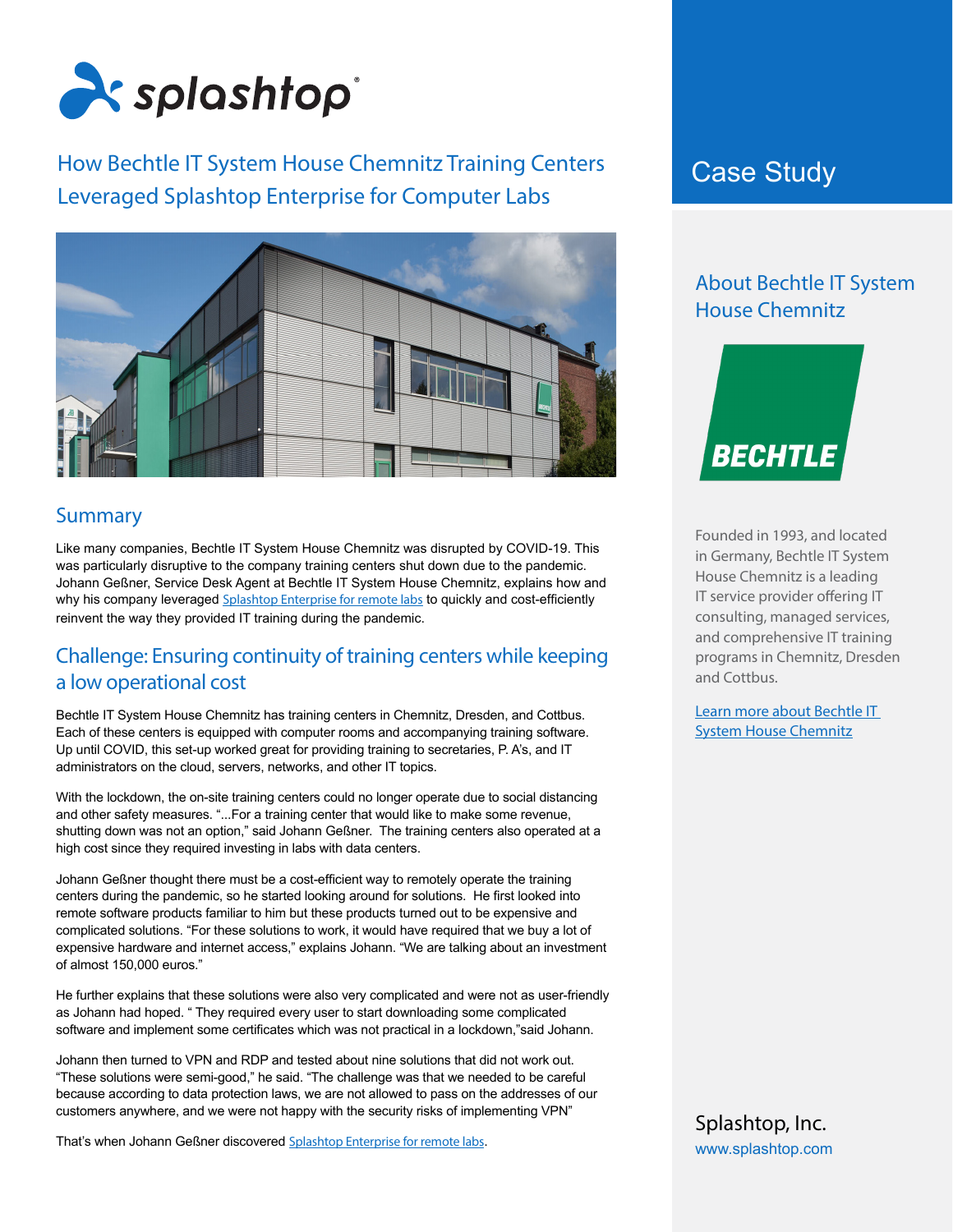splashtop

# How Bechtle IT System House Chemnitz Training Centers Leveraged Splashtop Enterprise for Computer Labs

Case Study

## Summary

Like many companies, Bechtle IT System House Chemnitz was disrupted by COVID-19. This was particularly disruptive to the company training centers shut down due to the pandemic. Johann Geßner, Service Desk Agent at Bechtle IT System House Chemnitz, explains how and why his company leveraged [Splashtop Enterprise for remote labs]() to quickly and cost-efficiently reinvent the way they provided IT training during the pandemic.

## Challenge: Ensuring continuity of training centers while keeping a low operational cost

Bechtle IT System House Chemnitz has training centers in Chemnitz, Dresden, and Cottbus. Each of these centers is equipped with computer rooms and accompanying training software. Up until COVID, this set-up worked great for providing training to secretaries, P. A's, and IT administrators on the cloud, servers, networks, and other IT topics.

With the lockdown, the on-site training centers could no longer operate due to social distancing and other safety measures. "...For a training center that would like to make some revenue, shutting down was not an option," said Johann Geßner. The training centers also operated at a high cost since they required investing in labs with data centers.

Johann Geßner thought there must be a cost-efficient way to remotely operate the training centers during the pandemic, so he started looking around for solutions. He first looked into remote software products familiar to him but these products turned out to be expensive and complicated solutions. "For these solutions to work, it would have required that we buy a lot of expensive hardware and internet access," explains Johann. "We are talking about an investment of almost 150,000 euros."

He further explains that these solutions were also very complicated and were not as user-friendly as Johann had hoped. " They required every user to start downloading some complicated software and implement some certificates which was not practical in a lockdown,"said Johann.

Johann then turned to VPN and RDP and tested about nine solutions that did not work out. "These solutions were semi-good," he said. "The challenge was that we needed to be careful because according to data protection laws, we are not allowed to pass on the addresses of our customers anywhere, and we were not happy with the security risks of implementing VPN"

That's when Johann Geßner discovered [Splashtop Enterprise for remote labs]().

## About Bechtle IT System House Chemnitz

BECHTLE

Founded in 1993, and located in Germany, Bechtle IT System House Chemnitz is a leading IT service provider offering IT consulting, managed services, and comprehensive IT training programs in Chemnitz, Dresden and Cottbus.

[Learn more about Bechtle IT System House Chemnitz]()

Splashtop, Inc.
www.splashtop.com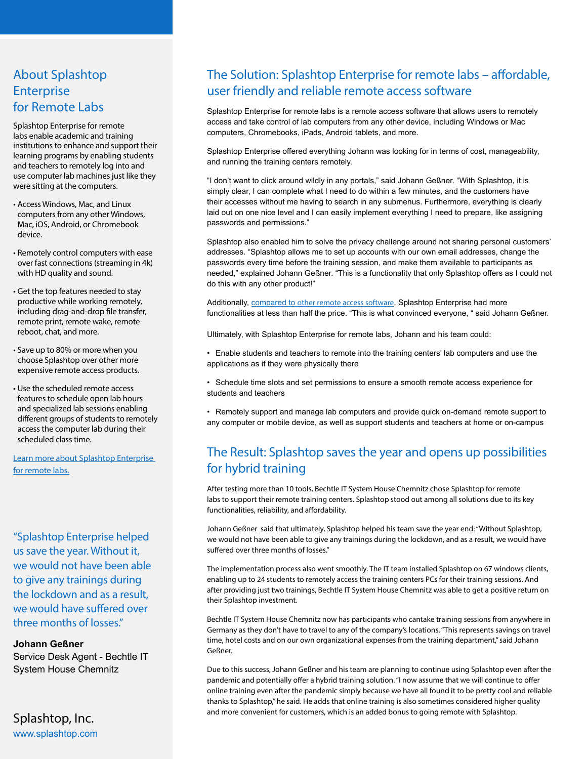## About Splashtop Enterprise for Remote Labs

Splashtop Enterprise for remote labs enable academic and training institutions to enhance and support their learning programs by enabling students and teachers to remotely log into and use computer lab machines just like they were sitting at the computers.

- Access Windows, Mac, and Linux computers from any other Windows, Mac, iOS, Android, or Chromebook device.
- Remotely control computers with ease over fast connections (streaming in 4k) with HD quality and sound.
- Get the top features needed to stay productive while working remotely, including drag-and-drop file transfer, remote print, remote wake, remote reboot, chat, and more.
- Save up to 80% or more when you choose Splashtop over other more expensive remote access products.
- Use the scheduled remote access features to schedule open lab hours and specialized lab sessions enabling different groups of students to remotely access the computer lab during their scheduled class time.

[Learn more about Splashtop Enterprise for remote labs.]

"Splashtop Enterprise helped us save the year. Without it, we would not have been able to give any trainings during the lockdown and as a result, we would have suffered over three months of losses."

**Johann Geßner**
Service Desk Agent - Bechtle IT System House Chemnitz

Splashtop, Inc.
www.splashtop.com

## The Solution: Splashtop Enterprise for remote labs – affordable, user friendly and reliable remote access software

Splashtop Enterprise for remote labs is a remote access software that allows users to remotely access and take control of lab computers from any other device, including Windows or Mac computers, Chromebooks, iPads, Android tablets, and more.

Splashtop Enterprise offered everything Johann was looking for in terms of cost, manageability, and running the training centers remotely.

"I don't want to click around wildly in any portals," said Johann Geßner. "With Splashtop, it is simply clear, I can complete what I need to do within a few minutes, and the customers have their accesses without me having to search in any submenus. Furthermore, everything is clearly laid out on one nice level and I can easily implement everything I need to prepare, like assigning passwords and permissions."

Splashtop also enabled him to solve the privacy challenge around not sharing personal customers' addresses. "Splashtop allows me to set up accounts with our own email addresses, change the passwords every time before the training session, and make them available to participants as needed," explained Johann Geßner. "This is a functionality that only Splashtop offers as I could not do this with any other product!"

Additionally, [compared to other remote access software], Splashtop Enterprise had more functionalities at less than half the price. "This is what convinced everyone, " said Johann Geßner.

Ultimately, with Splashtop Enterprise for remote labs, Johann and his team could:

- Enable students and teachers to remote into the training centers' lab computers and use the applications as if they were physically there
- Schedule time slots and set permissions to ensure a smooth remote access experience for students and teachers
- Remotely support and manage lab computers and provide quick on-demand remote support to any computer or mobile device, as well as support students and teachers at home or on-campus

## The Result: Splashtop saves the year and opens up possibilities for hybrid training

After testing more than 10 tools, Bechtle IT System House Chemnitz chose Splashtop for remote labs to support their remote training centers. Splashtop stood out among all solutions due to its key functionalities, reliability, and affordability.

Johann Geßner said that ultimately, Splashtop helped his team save the year end: "Without Splashtop, we would not have been able to give any trainings during the lockdown, and as a result, we would have suffered over three months of losses."

The implementation process also went smoothly. The IT team installed Splashtop on 67 windows clients, enabling up to 24 students to remotely access the training centers PCs for their training sessions. And after providing just two trainings, Bechtle IT System House Chemnitz was able to get a positive return on their Splashtop investment.

Bechtle IT System House Chemnitz now has participants who cantake training sessions from anywhere in Germany as they don't have to travel to any of the company's locations. "This represents savings on travel time, hotel costs and on our own organizational expenses from the training department," said Johann Geßner.

Due to this success, Johann Geßner and his team are planning to continue using Splashtop even after the pandemic and potentially offer a hybrid training solution. "I now assume that we will continue to offer online training even after the pandemic simply because we have all found it to be pretty cool and reliable thanks to Splashtop," he said. He adds that online training is also sometimes considered higher quality and more convenient for customers, which is an added bonus to going remote with Splashtop.